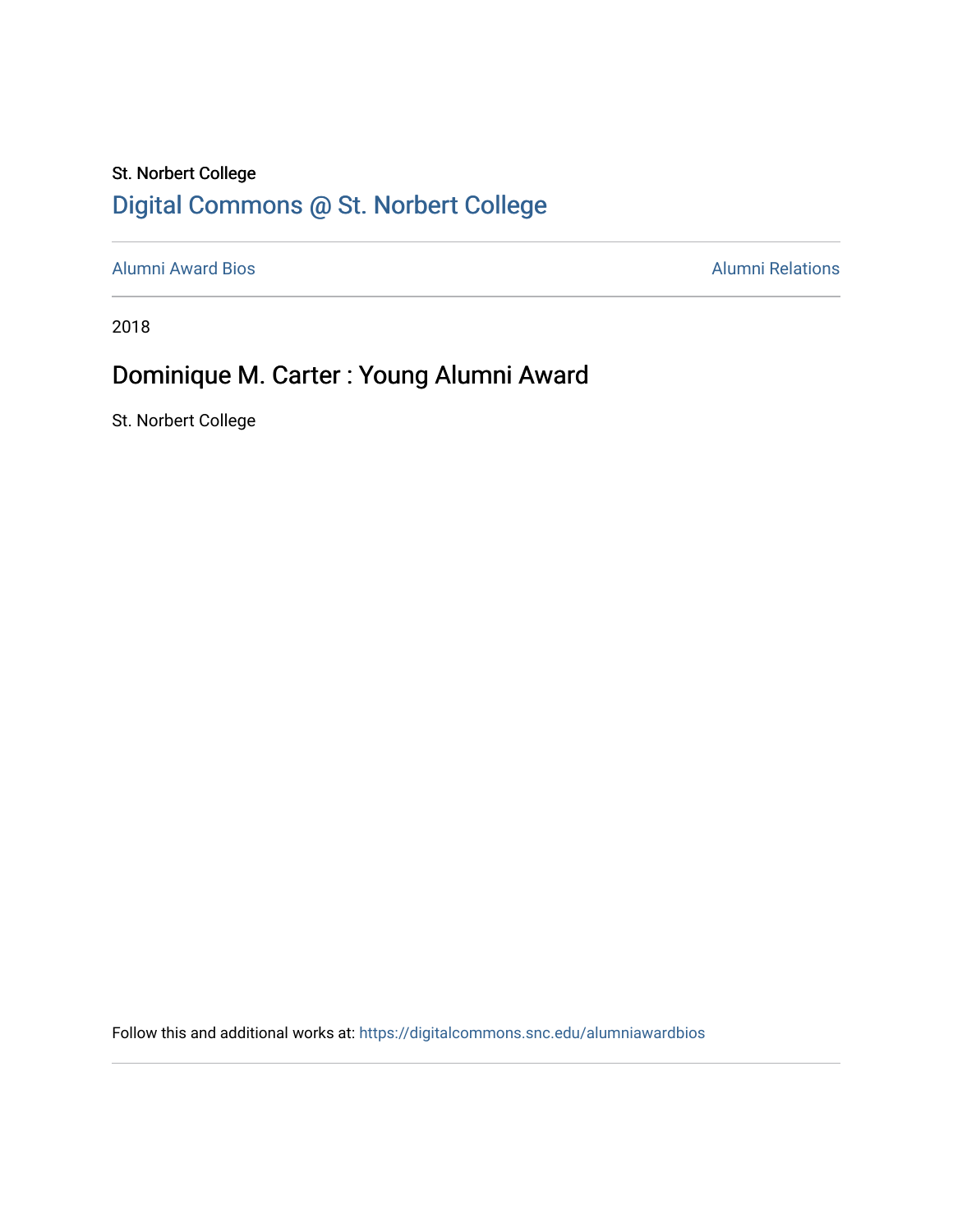St. Norbert College

Digital Commons @ St. Norbert College

Alumni Award Bios

Alumni Relations

2018

# Dominique M. Carter : Young Alumni Award

St. Norbert College

Follow this and additional works at: https://digitalcommons.snc.edu/alumniawardbios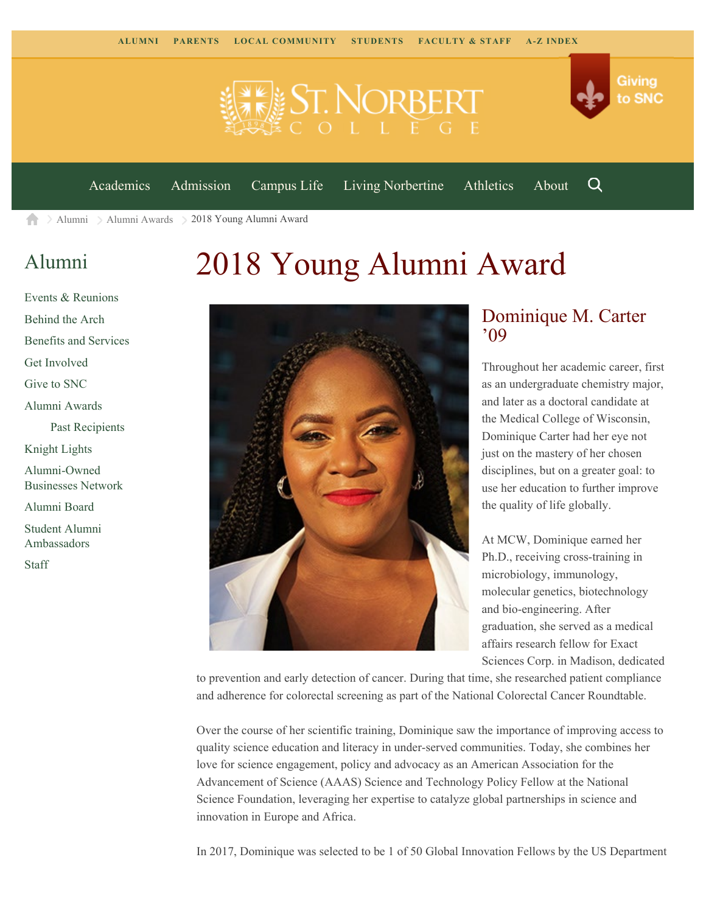ALUMNI PARENTS LOCAL COMMUNITY STUDENTS FACULTY & STAFF A-Z INDEX

Giving to SNC

Academics Admission Campus Life Living Norbertine Athletics About

Alumni > Alumni Awards > 2018 Young Alumni Award

## Alumni

- Events & Reunions
- Behind the Arch
- Benefits and Services
- Get Involved
- Give to SNC
- Alumni Awards
  - Past Recipients
- Knight Lights
- Alumni-Owned Businesses Network
- Alumni Board
- Student Alumni Ambassadors
- Staff

# 2018 Young Alumni Award

## Dominique M. Carter ’09

Throughout her academic career, first as an undergraduate chemistry major, and later as a doctoral candidate at the Medical College of Wisconsin, Dominique Carter had her eye not just on the mastery of her chosen disciplines, but on a greater goal: to use her education to further improve the quality of life globally.

At MCW, Dominique earned her Ph.D., receiving cross-training in microbiology, immunology, molecular genetics, biotechnology and bio-engineering. After graduation, she served as a medical affairs research fellow for Exact Sciences Corp. in Madison, dedicated to prevention and early detection of cancer. During that time, she researched patient compliance and adherence for colorectal screening as part of the National Colorectal Cancer Roundtable.

Over the course of her scientific training, Dominique saw the importance of improving access to quality science education and literacy in under-served communities. Today, she combines her love for science engagement, policy and advocacy as an American Association for the Advancement of Science (AAAS) Science and Technology Policy Fellow at the National Science Foundation, leveraging her expertise to catalyze global partnerships in science and innovation in Europe and Africa.

In 2017, Dominique was selected to be 1 of 50 Global Innovation Fellows by the US Department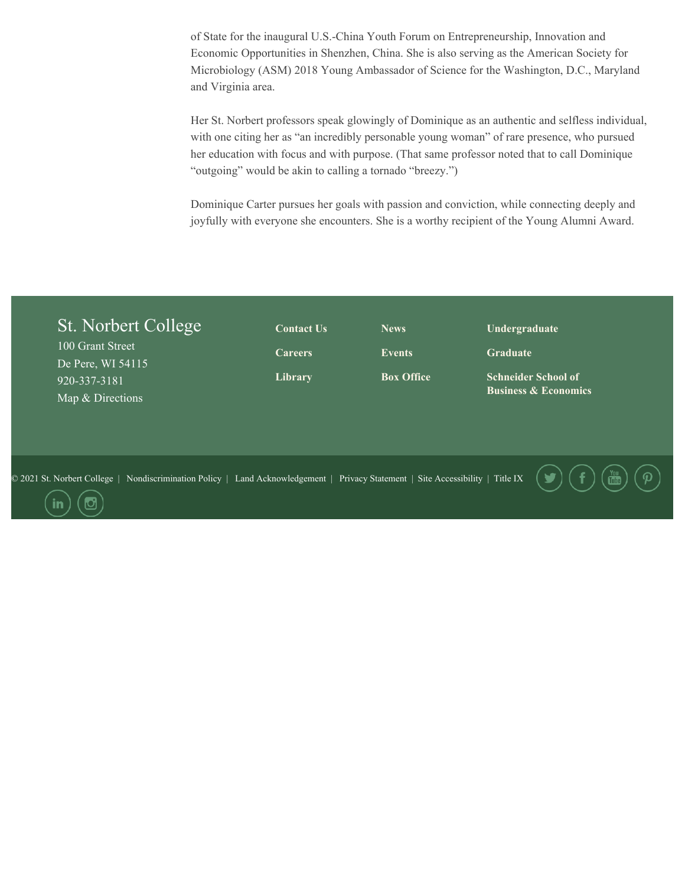of State for the inaugural U.S.-China Youth Forum on Entrepreneurship, Innovation and Economic Opportunities in Shenzhen, China. She is also serving as the American Society for Microbiology (ASM) 2018 Young Ambassador of Science for the Washington, D.C., Maryland and Virginia area.

Her St. Norbert professors speak glowingly of Dominique as an authentic and selfless individual, with one citing her as "an incredibly personable young woman" of rare presence, who pursued her education with focus and with purpose. (That same professor noted that to call Dominique "outgoing" would be akin to calling a tornado "breezy.")

Dominique Carter pursues her goals with passion and conviction, while connecting deeply and joyfully with everyone she encounters. She is a worthy recipient of the Young Alumni Award.

St. Norbert College
100 Grant Street
De Pere, WI 54115
920-337-3181
Map & Directions

**Contact Us**
**Careers**
**Library**

**News**
**Events**
**Box Office**

**Undergraduate**
**Graduate**
**Schneider School of Business & Economics**

© 2021 St. Norbert College | Nondiscrimination Policy | Land Acknowledgement | Privacy Statement | Site Accessibility | Title IX